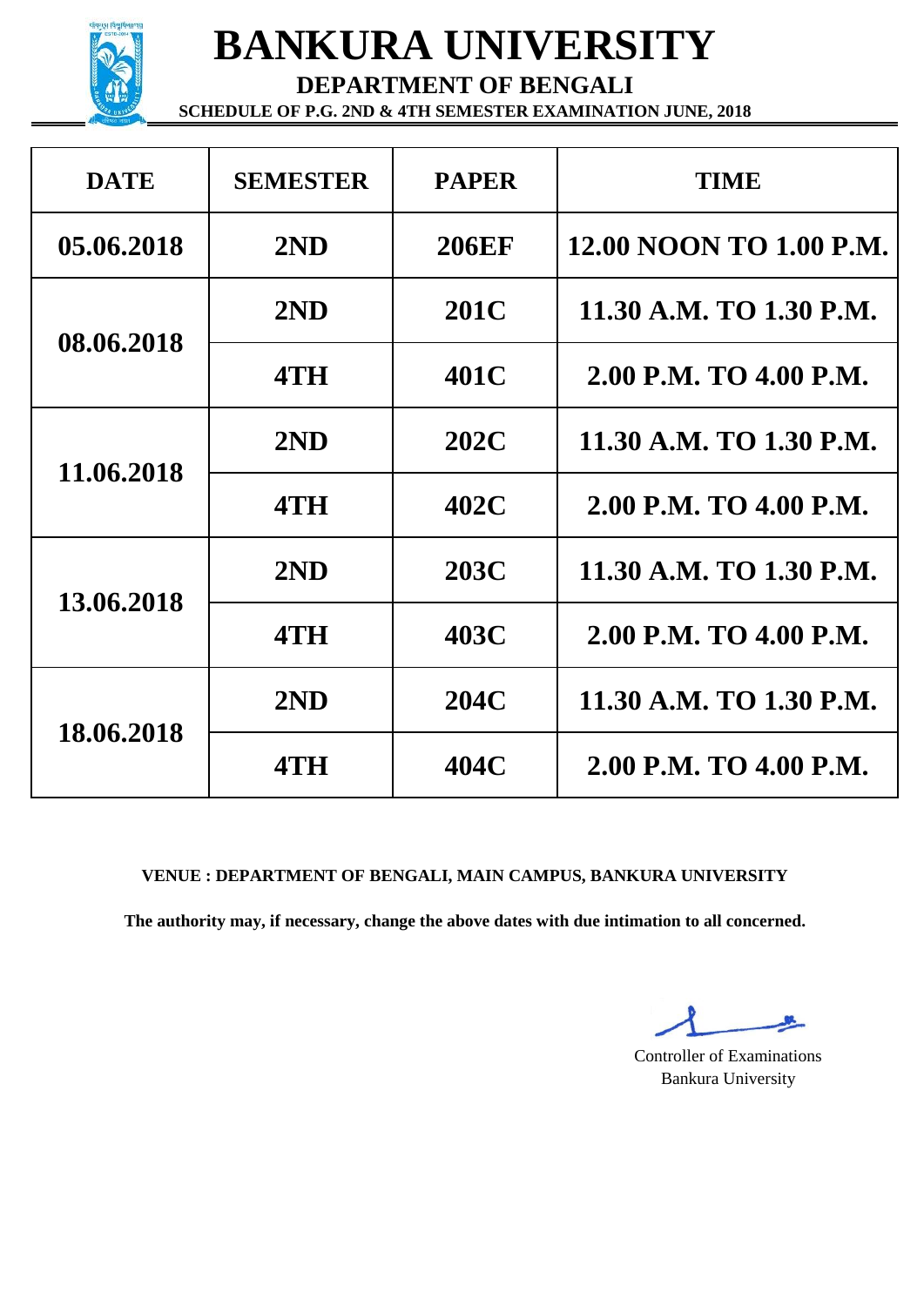# BANKURA UNIVERSITY

## DEPARTMENT OF BENGALI

### SCHEDULE OF P.G. 2ND & 4TH SEMESTER EXAMINATION JUNE, 2018

| DATE | SEMESTER | PAPER | TIME |
|---|---|---|---|
| 05.06.2018 | 2ND | 206EF | 12.00 NOON TO 1.00 P.M. |
| 08.06.2018 | 2ND | 201C | 11.30 A.M. TO 1.30 P.M. |
| | 4TH | 401C | 2.00 P.M. TO 4.00 P.M. |
| 11.06.2018 | 2ND | 202C | 11.30 A.M. TO 1.30 P.M. |
| | 4TH | 402C | 2.00 P.M. TO 4.00 P.M. |
| 13.06.2018 | 2ND | 203C | 11.30 A.M. TO 1.30 P.M. |
| | 4TH | 403C | 2.00 P.M. TO 4.00 P.M. |
| 18.06.2018 | 2ND | 204C | 11.30 A.M. TO 1.30 P.M. |
| | 4TH | 404C | 2.00 P.M. TO 4.00 P.M. |

**VENUE : DEPARTMENT OF BENGALI, MAIN CAMPUS, BANKURA UNIVERSITY**

**The authority may, if necessary, change the above dates with due intimation to all concerned.**

Controller of Examinations
Bankura University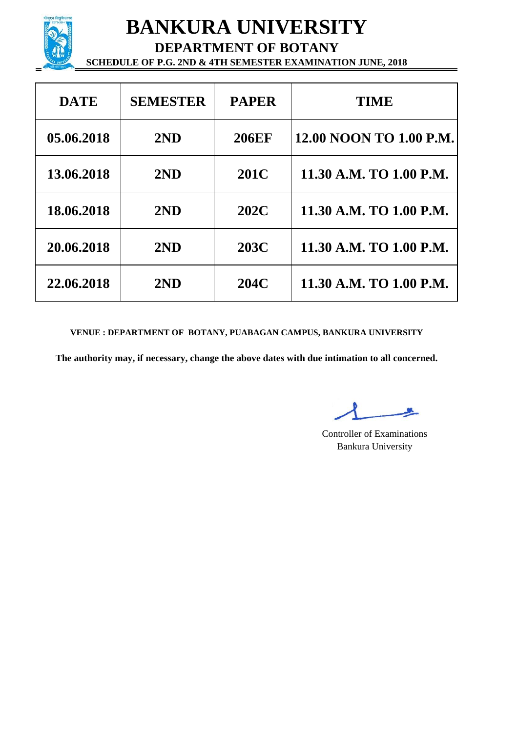# BANKURA UNIVERSITY

## DEPARTMENT OF BOTANY

### SCHEDULE OF P.G. 2ND & 4TH SEMESTER EXAMINATION JUNE, 2018

| DATE | SEMESTER | PAPER | TIME |
|---|---|---|---|
| 05.06.2018 | 2ND | 206EF | 12.00 NOON TO 1.00 P.M. |
| 13.06.2018 | 2ND | 201C | 11.30 A.M. TO 1.00 P.M. |
| 18.06.2018 | 2ND | 202C | 11.30 A.M. TO 1.00 P.M. |
| 20.06.2018 | 2ND | 203C | 11.30 A.M. TO 1.00 P.M. |
| 22.06.2018 | 2ND | 204C | 11.30 A.M. TO 1.00 P.M. |

**VENUE : DEPARTMENT OF BOTANY, PUABAGAN CAMPUS, BANKURA UNIVERSITY**

**The authority may, if necessary, change the above dates with due intimation to all concerned.**

Controller of Examinations
Bankura University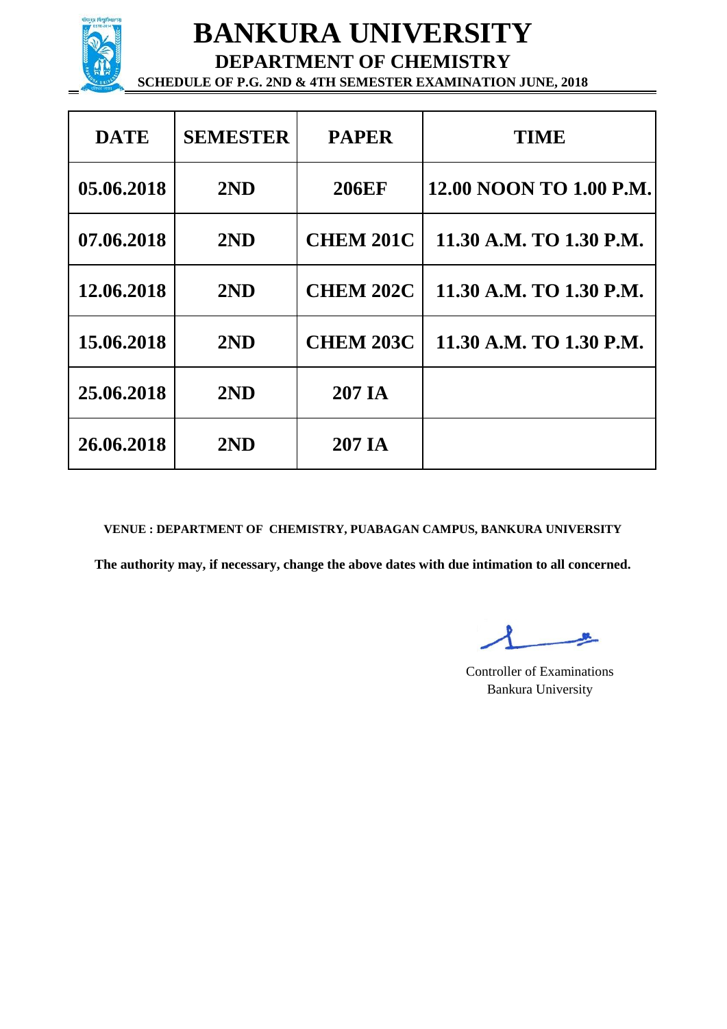# BANKURA UNIVERSITY

## DEPARTMENT OF CHEMISTRY

### SCHEDULE OF P.G. 2ND & 4TH SEMESTER EXAMINATION JUNE, 2018

| DATE | SEMESTER | PAPER | TIME |
|---|---|---|---|
| 05.06.2018 | 2ND | 206EF | 12.00 NOON TO 1.00 P.M. |
| 07.06.2018 | 2ND | CHEM 201C | 11.30 A.M. TO 1.30 P.M. |
| 12.06.2018 | 2ND | CHEM 202C | 11.30 A.M. TO 1.30 P.M. |
| 15.06.2018 | 2ND | CHEM 203C | 11.30 A.M. TO 1.30 P.M. |
| 25.06.2018 | 2ND | 207 IA | |
| 26.06.2018 | 2ND | 207 IA | |

**VENUE : DEPARTMENT OF CHEMISTRY, PUABAGAN CAMPUS, BANKURA UNIVERSITY**

**The authority may, if necessary, change the above dates with due intimation to all concerned.**

Controller of Examinations
Bankura University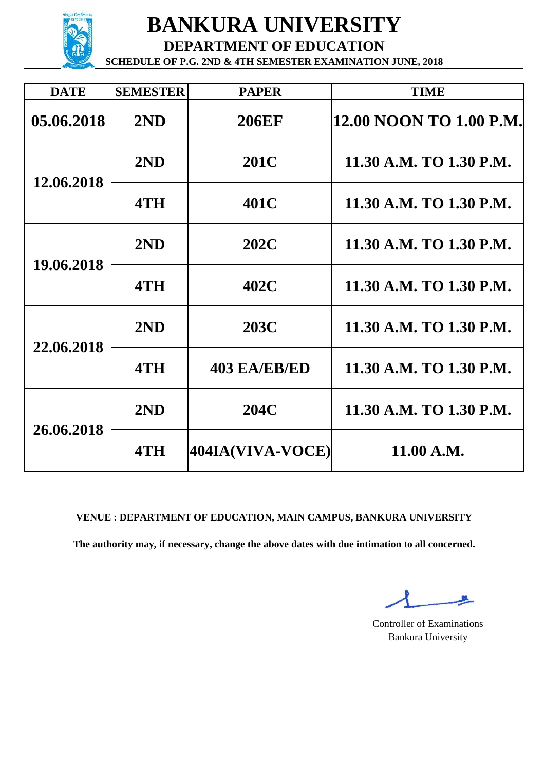# BANKURA UNIVERSITY

## DEPARTMENT OF EDUCATION

### SCHEDULE OF P.G. 2ND & 4TH SEMESTER EXAMINATION JUNE, 2018

| DATE | SEMESTER | PAPER | TIME |
|---|---|---|---|
| 05.06.2018 | 2ND | 206EF | 12.00 NOON TO 1.00 P.M. |
| 12.06.2018 | 2ND | 201C | 11.30 A.M. TO 1.30 P.M. |
| | 4TH | 401C | 11.30 A.M. TO 1.30 P.M. |
| 19.06.2018 | 2ND | 202C | 11.30 A.M. TO 1.30 P.M. |
| | 4TH | 402C | 11.30 A.M. TO 1.30 P.M. |
| 22.06.2018 | 2ND | 203C | 11.30 A.M. TO 1.30 P.M. |
| | 4TH | 403 EA/EB/ED | 11.30 A.M. TO 1.30 P.M. |
| 26.06.2018 | 2ND | 204C | 11.30 A.M. TO 1.30 P.M. |
| | 4TH | 404IA(VIVA-VOCE) | 11.00 A.M. |

**VENUE : DEPARTMENT OF EDUCATION, MAIN CAMPUS, BANKURA UNIVERSITY**

**The authority may, if necessary, change the above dates with due intimation to all concerned.**

Controller of Examinations
Bankura University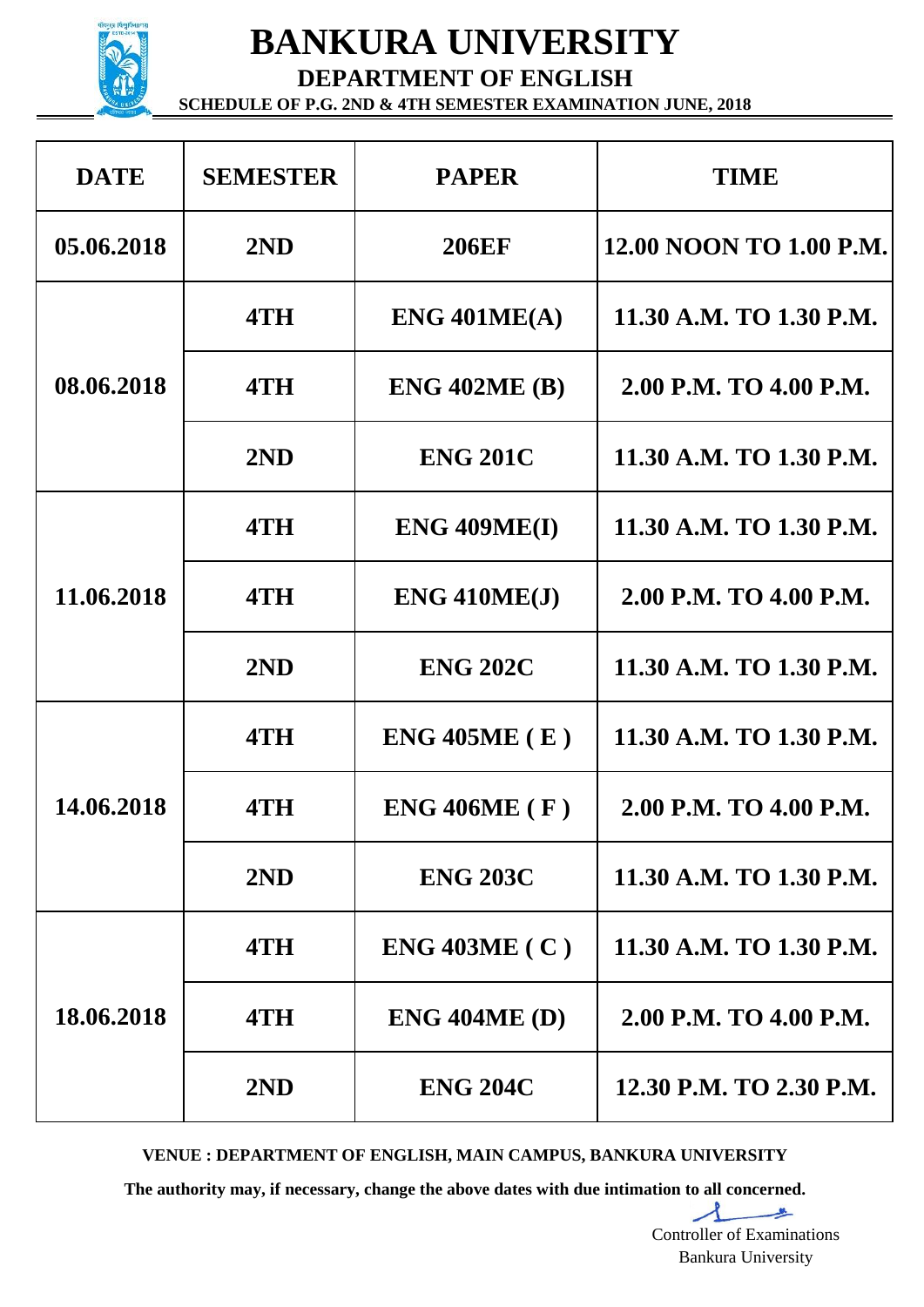# BANKURA UNIVERSITY

## DEPARTMENT OF ENGLISH

### SCHEDULE OF P.G. 2ND & 4TH SEMESTER EXAMINATION JUNE, 2018

| DATE | SEMESTER | PAPER | TIME |
|---|---|---|---|
| 05.06.2018 | 2ND | 206EF | 12.00 NOON TO 1.00 P.M. |
| 08.06.2018 | 4TH | ENG 401ME(A) | 11.30 A.M. TO 1.30 P.M. |
| | 4TH | ENG 402ME (B) | 2.00 P.M. TO 4.00 P.M. |
| | 2ND | ENG 201C | 11.30 A.M. TO 1.30 P.M. |
| 11.06.2018 | 4TH | ENG 409ME(I) | 11.30 A.M. TO 1.30 P.M. |
| | 4TH | ENG 410ME(J) | 2.00 P.M. TO 4.00 P.M. |
| | 2ND | ENG 202C | 11.30 A.M. TO 1.30 P.M. |
| 14.06.2018 | 4TH | ENG 405ME ( E ) | 11.30 A.M. TO 1.30 P.M. |
| | 4TH | ENG 406ME ( F ) | 2.00 P.M. TO 4.00 P.M. |
| | 2ND | ENG 203C | 11.30 A.M. TO 1.30 P.M. |
| 18.06.2018 | 4TH | ENG 403ME ( C ) | 11.30 A.M. TO 1.30 P.M. |
| | 4TH | ENG 404ME (D) | 2.00 P.M. TO 4.00 P.M. |
| | 2ND | ENG 204C | 12.30 P.M. TO 2.30 P.M. |

**VENUE : DEPARTMENT OF ENGLISH, MAIN CAMPUS, BANKURA UNIVERSITY**

**The authority may, if necessary, change the above dates with due intimation to all concerned.**

Controller of Examinations
Bankura University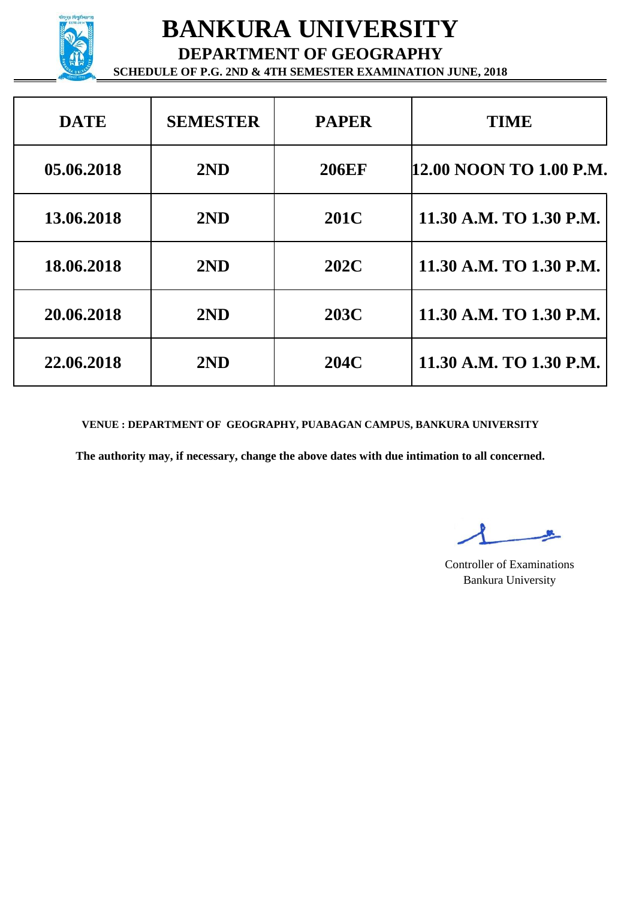# BANKURA UNIVERSITY

## DEPARTMENT OF GEOGRAPHY

### SCHEDULE OF P.G. 2ND & 4TH SEMESTER EXAMINATION JUNE, 2018

| DATE | SEMESTER | PAPER | TIME |
|---|---|---|---|
| 05.06.2018 | 2ND | 206EF | 12.00 NOON TO 1.00 P.M. |
| 13.06.2018 | 2ND | 201C | 11.30 A.M. TO 1.30 P.M. |
| 18.06.2018 | 2ND | 202C | 11.30 A.M. TO 1.30 P.M. |
| 20.06.2018 | 2ND | 203C | 11.30 A.M. TO 1.30 P.M. |
| 22.06.2018 | 2ND | 204C | 11.30 A.M. TO 1.30 P.M. |

**VENUE : DEPARTMENT OF GEOGRAPHY, PUABAGAN CAMPUS, BANKURA UNIVERSITY**

**The authority may, if necessary, change the above dates with due intimation to all concerned.**

Controller of Examinations
Bankura University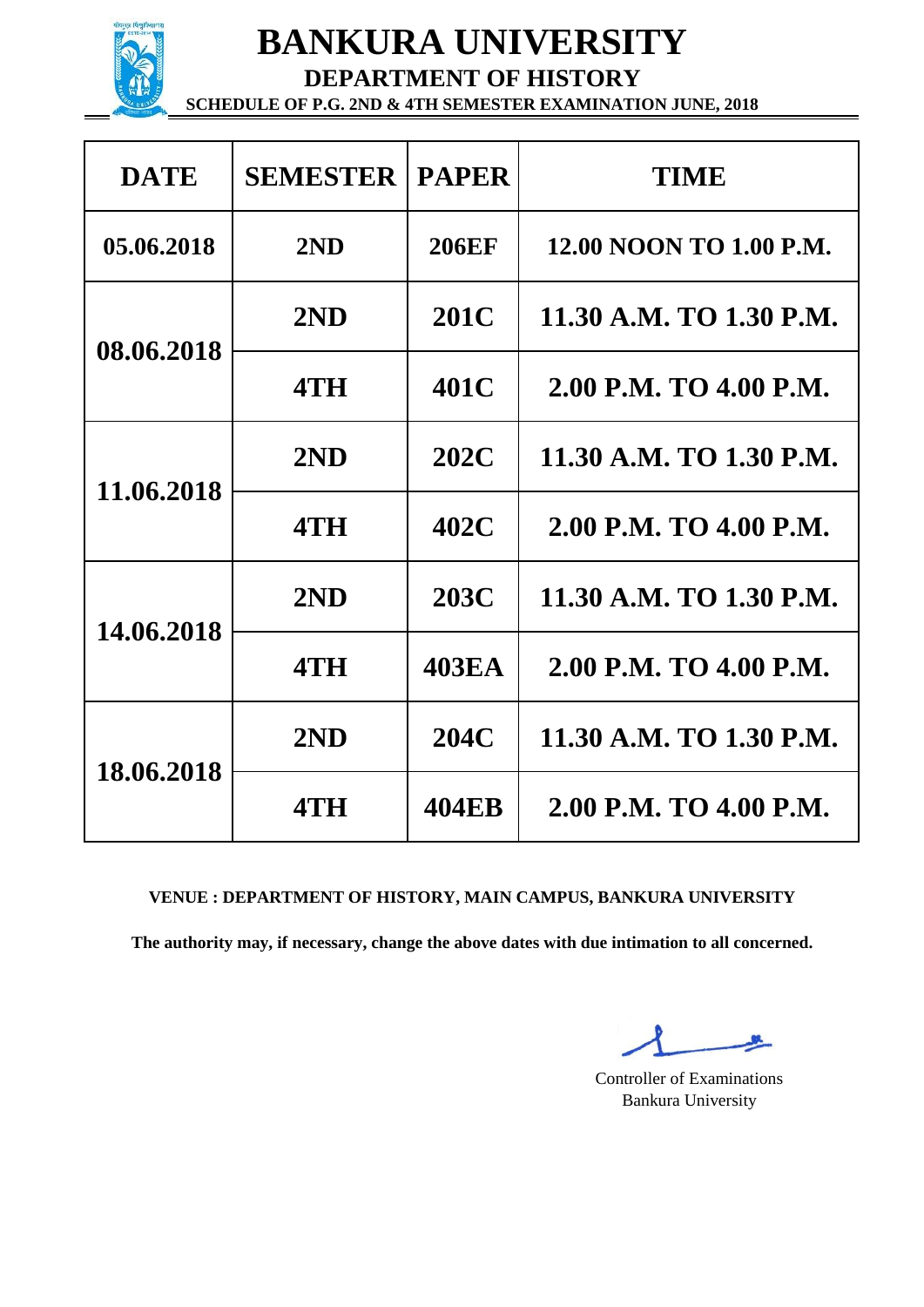# BANKURA UNIVERSITY

## DEPARTMENT OF HISTORY

### SCHEDULE OF P.G. 2ND & 4TH SEMESTER EXAMINATION JUNE, 2018

| DATE | SEMESTER | PAPER | TIME |
|---|---|---|---|
| 05.06.2018 | 2ND | 206EF | 12.00 NOON TO 1.00 P.M. |
| 08.06.2018 | 2ND | 201C | 11.30 A.M. TO 1.30 P.M. |
| | 4TH | 401C | 2.00 P.M. TO 4.00 P.M. |
| 11.06.2018 | 2ND | 202C | 11.30 A.M. TO 1.30 P.M. |
| | 4TH | 402C | 2.00 P.M. TO 4.00 P.M. |
| 14.06.2018 | 2ND | 203C | 11.30 A.M. TO 1.30 P.M. |
| | 4TH | 403EA | 2.00 P.M. TO 4.00 P.M. |
| 18.06.2018 | 2ND | 204C | 11.30 A.M. TO 1.30 P.M. |
| | 4TH | 404EB | 2.00 P.M. TO 4.00 P.M. |

**VENUE : DEPARTMENT OF HISTORY, MAIN CAMPUS, BANKURA UNIVERSITY**

**The authority may, if necessary, change the above dates with due intimation to all concerned.**

Controller of Examinations
Bankura University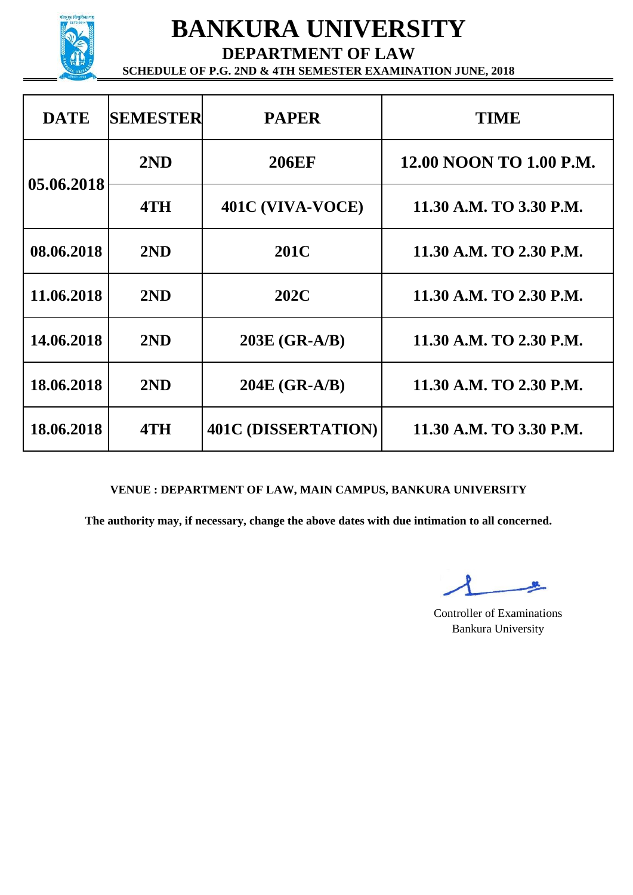# BANKURA UNIVERSITY

## DEPARTMENT OF LAW

### SCHEDULE OF P.G. 2ND & 4TH SEMESTER EXAMINATION JUNE, 2018

| DATE | SEMESTER | PAPER | TIME |
|---|---|---|---|
| 05.06.2018 | 2ND | 206EF | 12.00 NOON TO 1.00 P.M. |
| | 4TH | 401C (VIVA-VOCE) | 11.30 A.M. TO 3.30 P.M. |
| 08.06.2018 | 2ND | 201C | 11.30 A.M. TO 2.30 P.M. |
| 11.06.2018 | 2ND | 202C | 11.30 A.M. TO 2.30 P.M. |
| 14.06.2018 | 2ND | 203E (GR-A/B) | 11.30 A.M. TO 2.30 P.M. |
| 18.06.2018 | 2ND | 204E (GR-A/B) | 11.30 A.M. TO 2.30 P.M. |
| 18.06.2018 | 4TH | 401C (DISSERTATION) | 11.30 A.M. TO 3.30 P.M. |

**VENUE : DEPARTMENT OF LAW, MAIN CAMPUS, BANKURA UNIVERSITY**

**The authority may, if necessary, change the above dates with due intimation to all concerned.**

Controller of Examinations
Bankura University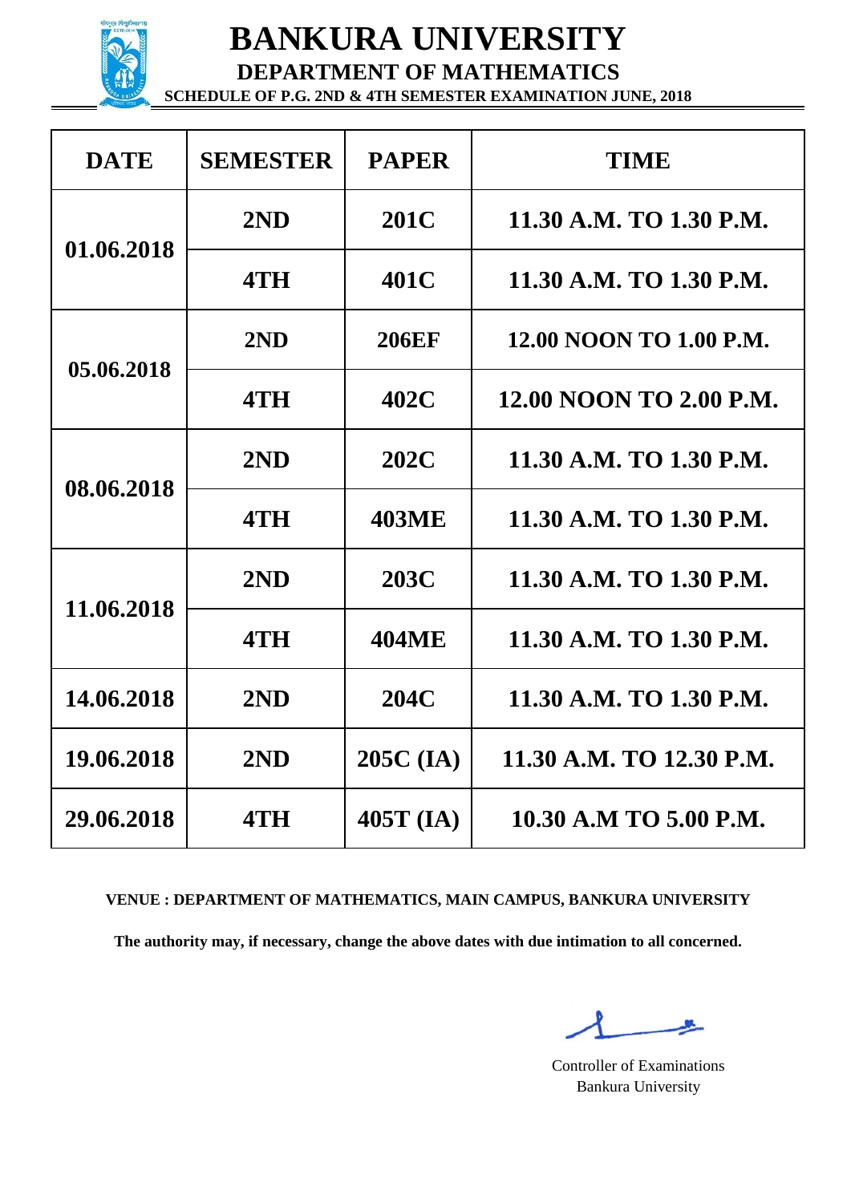# BANKURA UNIVERSITY

## DEPARTMENT OF MATHEMATICS

### SCHEDULE OF P.G. 2ND & 4TH SEMESTER EXAMINATION JUNE, 2018

| DATE | SEMESTER | PAPER | TIME |
|---|---|---|---|
| 01.06.2018 | 2ND | 201C | 11.30 A.M. TO 1.30 P.M. |
| | 4TH | 401C | 11.30 A.M. TO 1.30 P.M. |
| 05.06.2018 | 2ND | 206EF | 12.00 NOON TO 1.00 P.M. |
| | 4TH | 402C | 12.00 NOON TO 2.00 P.M. |
| 08.06.2018 | 2ND | 202C | 11.30 A.M. TO 1.30 P.M. |
| | 4TH | 403ME | 11.30 A.M. TO 1.30 P.M. |
| 11.06.2018 | 2ND | 203C | 11.30 A.M. TO 1.30 P.M. |
| | 4TH | 404ME | 11.30 A.M. TO 1.30 P.M. |
| 14.06.2018 | 2ND | 204C | 11.30 A.M. TO 1.30 P.M. |
| 19.06.2018 | 2ND | 205C (IA) | 11.30 A.M. TO 12.30 P.M. |
| 29.06.2018 | 4TH | 405T (IA) | 10.30 A.M TO 5.00 P.M. |

**VENUE : DEPARTMENT OF MATHEMATICS, MAIN CAMPUS, BANKURA UNIVERSITY**

**The authority may, if necessary, change the above dates with due intimation to all concerned.**

Controller of Examinations
Bankura University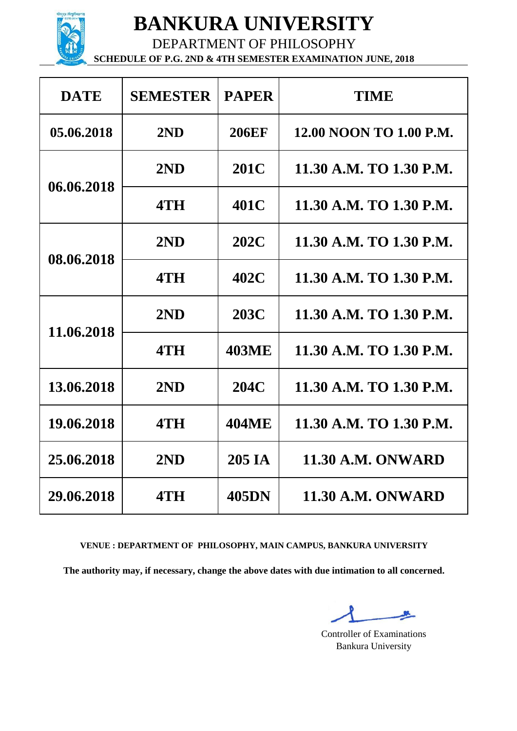# BANKURA UNIVERSITY

## DEPARTMENT OF PHILOSOPHY

**SCHEDULE OF P.G. 2ND & 4TH SEMESTER EXAMINATION JUNE, 2018**

| DATE | SEMESTER | PAPER | TIME |
|---|---|---|---|
| 05.06.2018 | 2ND | 206EF | 12.00 NOON TO 1.00 P.M. |
| 06.06.2018 | 2ND | 201C | 11.30 A.M. TO 1.30 P.M. |
| | 4TH | 401C | 11.30 A.M. TO 1.30 P.M. |
| 08.06.2018 | 2ND | 202C | 11.30 A.M. TO 1.30 P.M. |
| | 4TH | 402C | 11.30 A.M. TO 1.30 P.M. |
| 11.06.2018 | 2ND | 203C | 11.30 A.M. TO 1.30 P.M. |
| | 4TH | 403ME | 11.30 A.M. TO 1.30 P.M. |
| 13.06.2018 | 2ND | 204C | 11.30 A.M. TO 1.30 P.M. |
| 19.06.2018 | 4TH | 404ME | 11.30 A.M. TO 1.30 P.M. |
| 25.06.2018 | 2ND | 205 IA | 11.30 A.M. ONWARD |
| 29.06.2018 | 4TH | 405DN | 11.30 A.M. ONWARD |

**VENUE : DEPARTMENT OF PHILOSOPHY, MAIN CAMPUS, BANKURA UNIVERSITY**

**The authority may, if necessary, change the above dates with due intimation to all concerned.**

Controller of Examinations
Bankura University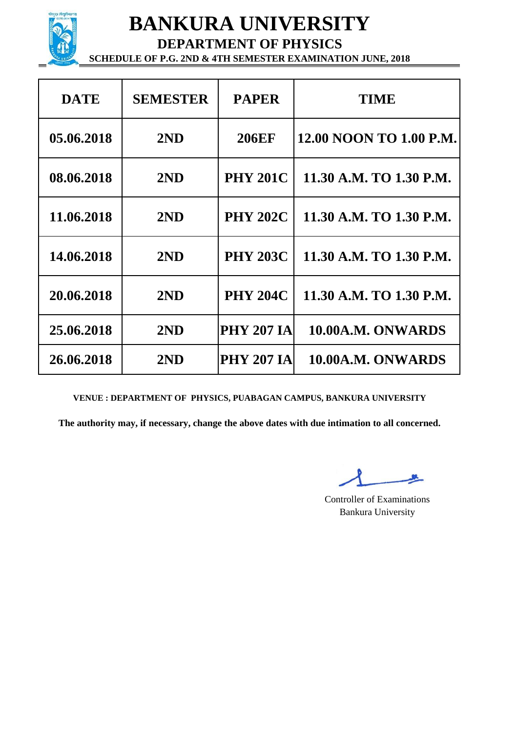# BANKURA UNIVERSITY

## DEPARTMENT OF PHYSICS

### SCHEDULE OF P.G. 2ND & 4TH SEMESTER EXAMINATION JUNE, 2018

| DATE | SEMESTER | PAPER | TIME |
|---|---|---|---|
| 05.06.2018 | 2ND | 206EF | 12.00 NOON TO 1.00 P.M. |
| 08.06.2018 | 2ND | PHY 201C | 11.30 A.M. TO 1.30 P.M. |
| 11.06.2018 | 2ND | PHY 202C | 11.30 A.M. TO 1.30 P.M. |
| 14.06.2018 | 2ND | PHY 203C | 11.30 A.M. TO 1.30 P.M. |
| 20.06.2018 | 2ND | PHY 204C | 11.30 A.M. TO 1.30 P.M. |
| 25.06.2018 | 2ND | PHY 207 IA | 10.00A.M. ONWARDS |
| 26.06.2018 | 2ND | PHY 207 IA | 10.00A.M. ONWARDS |

**VENUE : DEPARTMENT OF PHYSICS, PUABAGAN CAMPUS, BANKURA UNIVERSITY**

**The authority may, if necessary, change the above dates with due intimation to all concerned.**

Controller of Examinations
Bankura University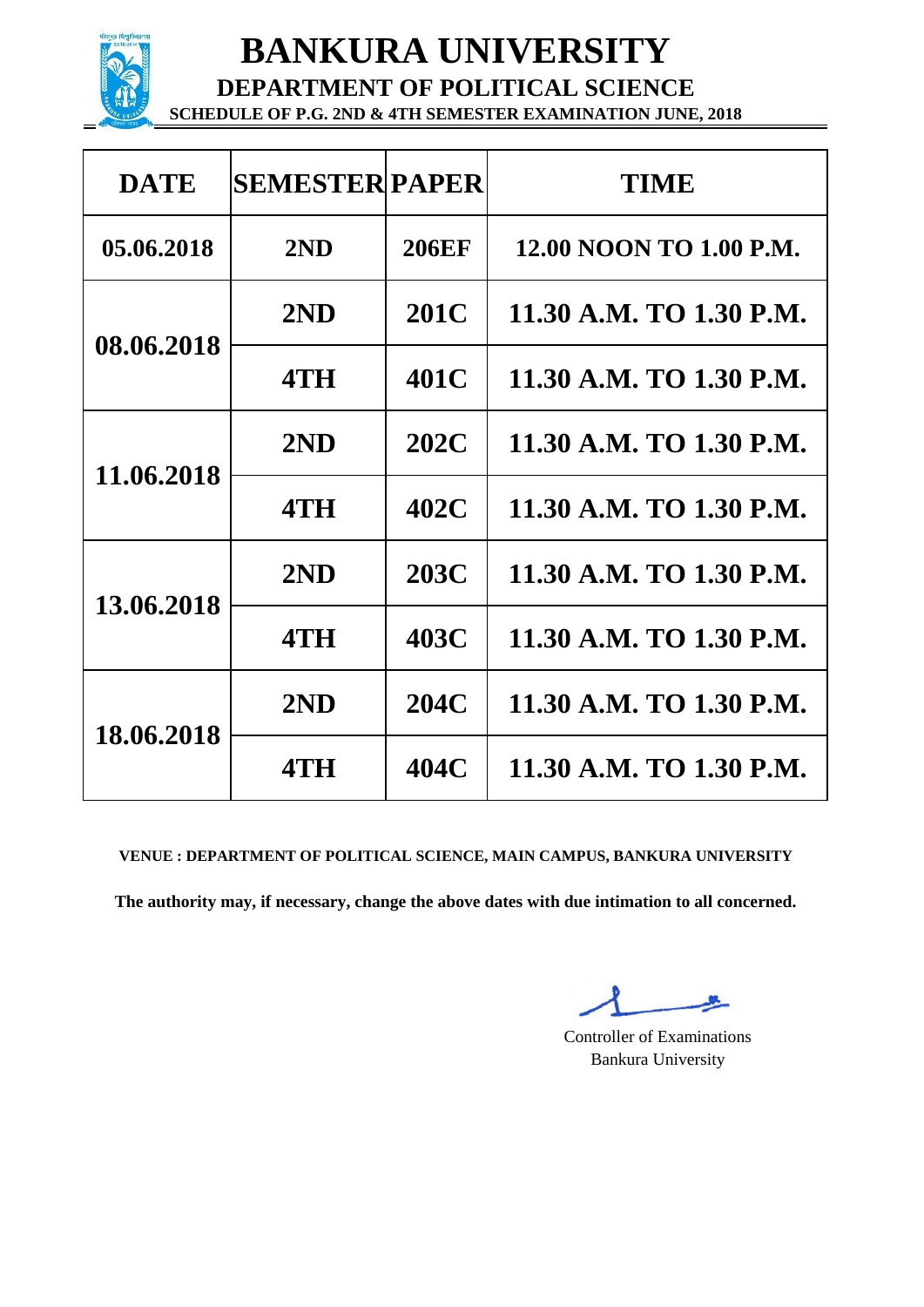# BANKURA UNIVERSITY

## DEPARTMENT OF POLITICAL SCIENCE

### SCHEDULE OF P.G. 2ND & 4TH SEMESTER EXAMINATION JUNE, 2018

| DATE | SEMESTER | PAPER | TIME |
|---|---|---|---|
| 05.06.2018 | 2ND | 206EF | 12.00 NOON TO 1.00 P.M. |
| 08.06.2018 | 2ND | 201C | 11.30 A.M. TO 1.30 P.M. |
| | 4TH | 401C | 11.30 A.M. TO 1.30 P.M. |
| 11.06.2018 | 2ND | 202C | 11.30 A.M. TO 1.30 P.M. |
| | 4TH | 402C | 11.30 A.M. TO 1.30 P.M. |
| 13.06.2018 | 2ND | 203C | 11.30 A.M. TO 1.30 P.M. |
| | 4TH | 403C | 11.30 A.M. TO 1.30 P.M. |
| 18.06.2018 | 2ND | 204C | 11.30 A.M. TO 1.30 P.M. |
| | 4TH | 404C | 11.30 A.M. TO 1.30 P.M. |

**VENUE : DEPARTMENT OF POLITICAL SCIENCE, MAIN CAMPUS, BANKURA UNIVERSITY**

**The authority may, if necessary, change the above dates with due intimation to all concerned.**

Controller of Examinations
Bankura University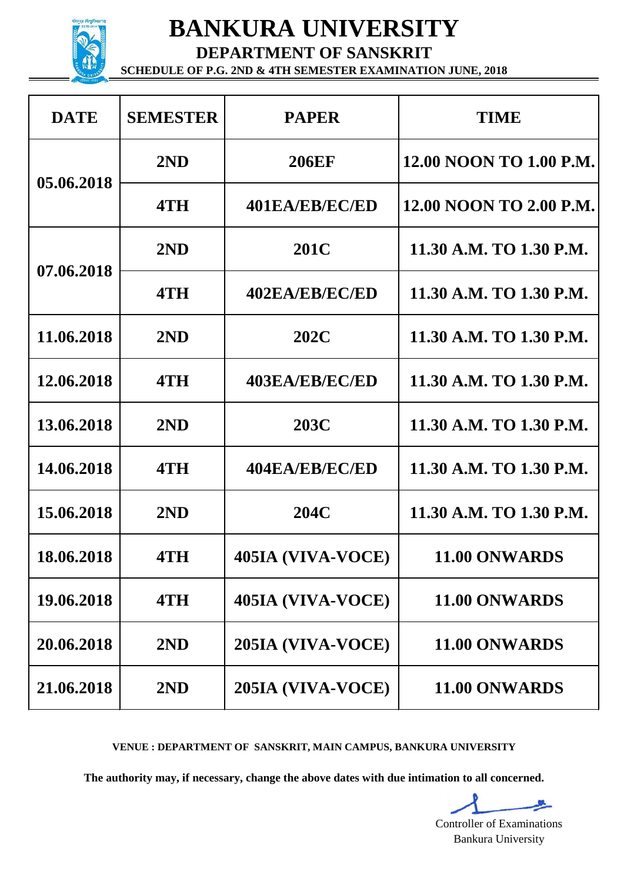# BANKURA UNIVERSITY

## DEPARTMENT OF SANSKRIT

### SCHEDULE OF P.G. 2ND & 4TH SEMESTER EXAMINATION JUNE, 2018

| DATE | SEMESTER | PAPER | TIME |
|---|---|---|---|
| 05.06.2018 | 2ND | 206EF | 12.00 NOON TO 1.00 P.M. |
| | 4TH | 401EA/EB/EC/ED | 12.00 NOON TO 2.00 P.M. |
| 07.06.2018 | 2ND | 201C | 11.30 A.M. TO 1.30 P.M. |
| | 4TH | 402EA/EB/EC/ED | 11.30 A.M. TO 1.30 P.M. |
| 11.06.2018 | 2ND | 202C | 11.30 A.M. TO 1.30 P.M. |
| 12.06.2018 | 4TH | 403EA/EB/EC/ED | 11.30 A.M. TO 1.30 P.M. |
| 13.06.2018 | 2ND | 203C | 11.30 A.M. TO 1.30 P.M. |
| 14.06.2018 | 4TH | 404EA/EB/EC/ED | 11.30 A.M. TO 1.30 P.M. |
| 15.06.2018 | 2ND | 204C | 11.30 A.M. TO 1.30 P.M. |
| 18.06.2018 | 4TH | 405IA (VIVA-VOCE) | 11.00 ONWARDS |
| 19.06.2018 | 4TH | 405IA (VIVA-VOCE) | 11.00 ONWARDS |
| 20.06.2018 | 2ND | 205IA (VIVA-VOCE) | 11.00 ONWARDS |
| 21.06.2018 | 2ND | 205IA (VIVA-VOCE) | 11.00 ONWARDS |

**VENUE : DEPARTMENT OF SANSKRIT, MAIN CAMPUS, BANKURA UNIVERSITY**

**The authority may, if necessary, change the above dates with due intimation to all concerned.**

Controller of Examinations
Bankura University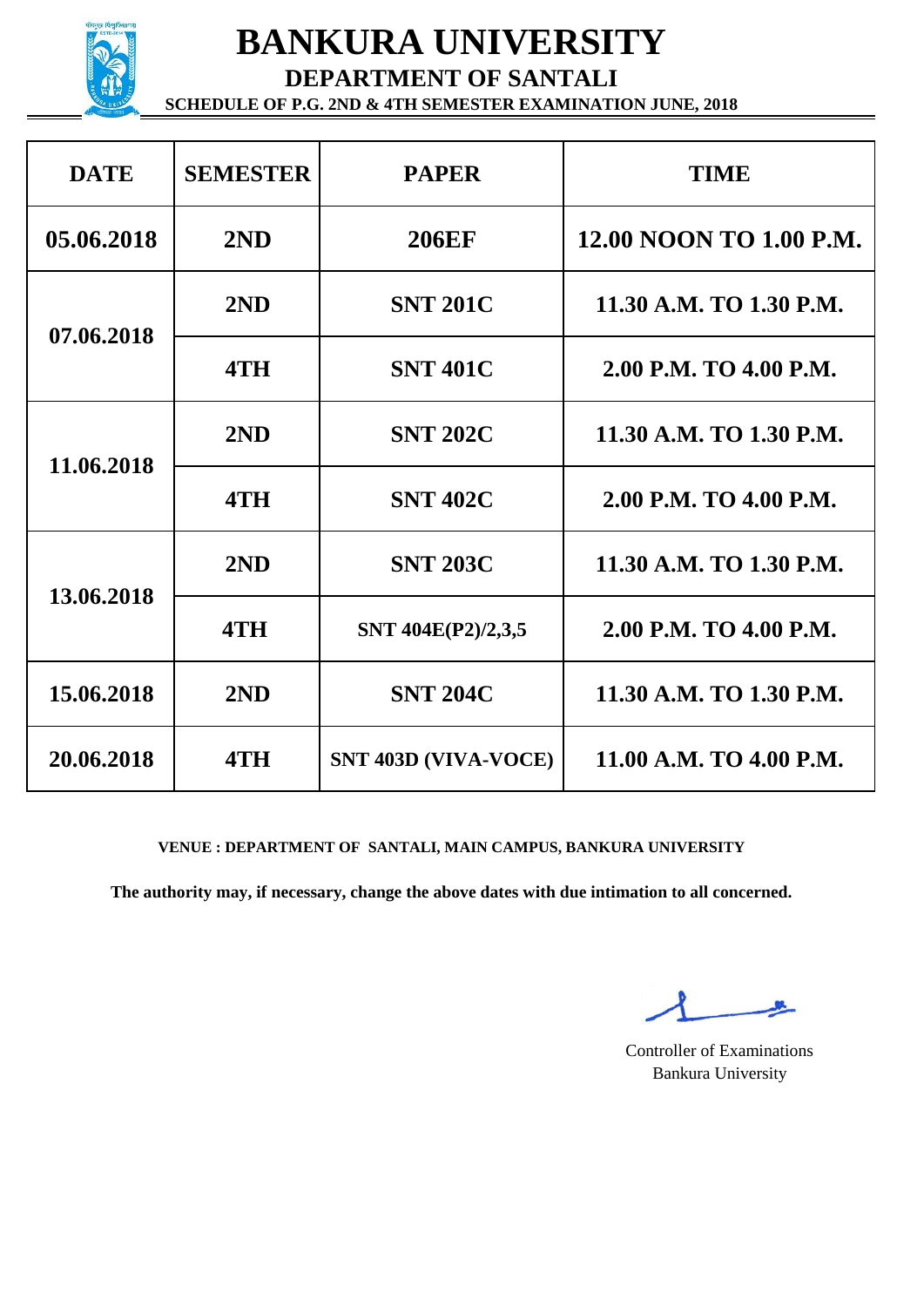# BANKURA UNIVERSITY

## DEPARTMENT OF SANTALI

### SCHEDULE OF P.G. 2ND & 4TH SEMESTER EXAMINATION JUNE, 2018

| DATE | SEMESTER | PAPER | TIME |
|---|---|---|---|
| 05.06.2018 | 2ND | 206EF | 12.00 NOON TO 1.00 P.M. |
| 07.06.2018 | 2ND | SNT 201C | 11.30 A.M. TO 1.30 P.M. |
| | 4TH | SNT 401C | 2.00 P.M. TO 4.00 P.M. |
| 11.06.2018 | 2ND | SNT 202C | 11.30 A.M. TO 1.30 P.M. |
| | 4TH | SNT 402C | 2.00 P.M. TO 4.00 P.M. |
| 13.06.2018 | 2ND | SNT 203C | 11.30 A.M. TO 1.30 P.M. |
| | 4TH | SNT 404E(P2)/2,3,5 | 2.00 P.M. TO 4.00 P.M. |
| 15.06.2018 | 2ND | SNT 204C | 11.30 A.M. TO 1.30 P.M. |
| 20.06.2018 | 4TH | SNT 403D (VIVA-VOCE) | 11.00 A.M. TO 4.00 P.M. |

**VENUE : DEPARTMENT OF SANTALI, MAIN CAMPUS, BANKURA UNIVERSITY**

**The authority may, if necessary, change the above dates with due intimation to all concerned.**

Controller of Examinations
Bankura University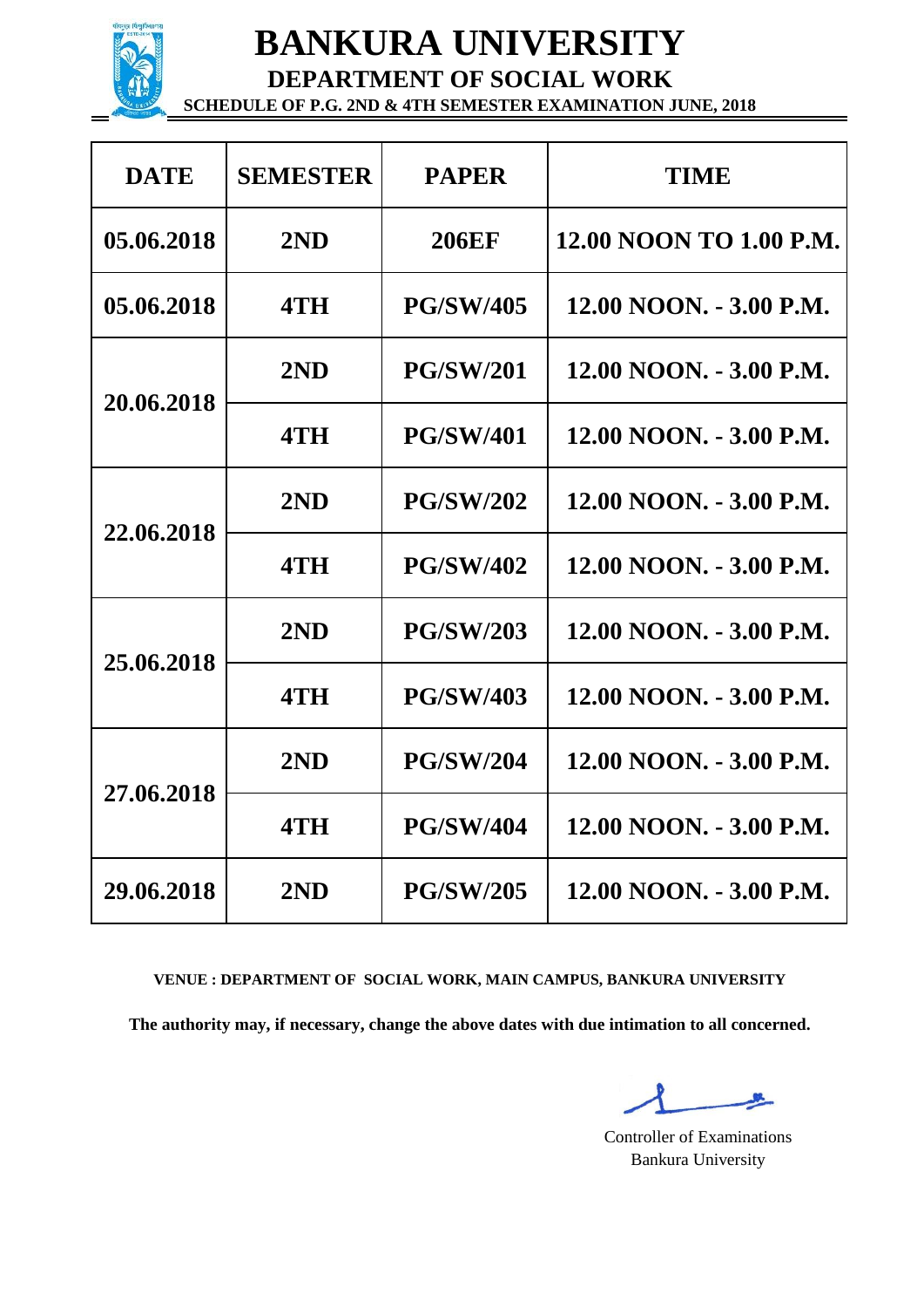# BANKURA UNIVERSITY

## DEPARTMENT OF SOCIAL WORK

### SCHEDULE OF P.G. 2ND & 4TH SEMESTER EXAMINATION JUNE, 2018

| DATE | SEMESTER | PAPER | TIME |
|---|---|---|---|
| 05.06.2018 | 2ND | 206EF | 12.00 NOON TO 1.00 P.M. |
| 05.06.2018 | 4TH | PG/SW/405 | 12.00 NOON. - 3.00 P.M. |
| 20.06.2018 | 2ND | PG/SW/201 | 12.00 NOON. - 3.00 P.M. |
| | 4TH | PG/SW/401 | 12.00 NOON. - 3.00 P.M. |
| 22.06.2018 | 2ND | PG/SW/202 | 12.00 NOON. - 3.00 P.M. |
| | 4TH | PG/SW/402 | 12.00 NOON. - 3.00 P.M. |
| 25.06.2018 | 2ND | PG/SW/203 | 12.00 NOON. - 3.00 P.M. |
| | 4TH | PG/SW/403 | 12.00 NOON. - 3.00 P.M. |
| 27.06.2018 | 2ND | PG/SW/204 | 12.00 NOON. - 3.00 P.M. |
| | 4TH | PG/SW/404 | 12.00 NOON. - 3.00 P.M. |
| 29.06.2018 | 2ND | PG/SW/205 | 12.00 NOON. - 3.00 P.M. |

**VENUE : DEPARTMENT OF SOCIAL WORK, MAIN CAMPUS, BANKURA UNIVERSITY**

**The authority may, if necessary, change the above dates with due intimation to all concerned.**

Controller of Examinations
Bankura University